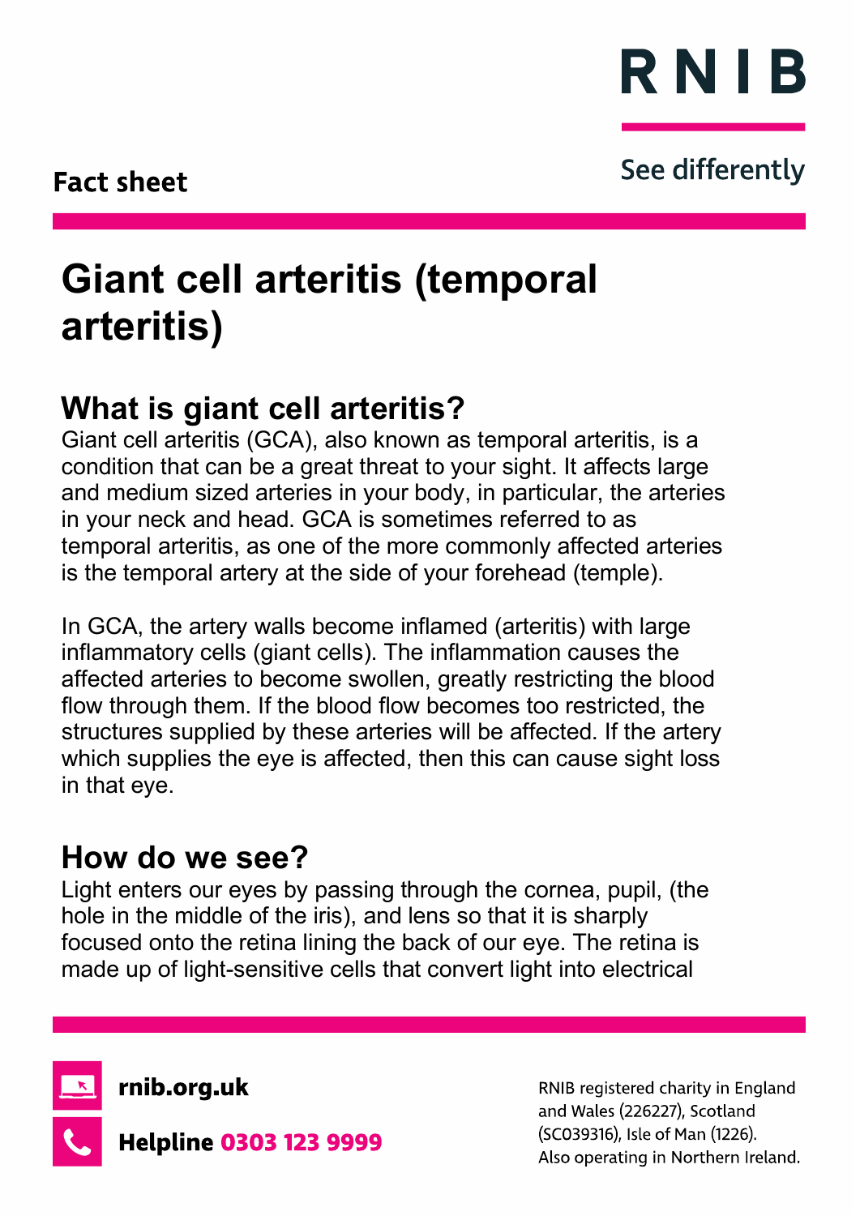Fact sheet

RNIB

See differently

# Giant cell arteritis (temporal arteritis)

## What is giant cell arteritis?

Giant cell arteritis (GCA), also known as temporal arteritis, is a condition that can be a great threat to your sight. It affects large and medium sized arteries in your body, in particular, the arteries in your neck and head. GCA is sometimes referred to as temporal arteritis, as one of the more commonly affected arteries is the temporal artery at the side of your forehead (temple).

In GCA, the artery walls become inflamed (arteritis) with large inflammatory cells (giant cells). The inflammation causes the affected arteries to become swollen, greatly restricting the blood flow through them. If the blood flow becomes too restricted, the structures supplied by these arteries will be affected. If the artery which supplies the eye is affected, then this can cause sight loss in that eye.

## How do we see?

Light enters our eyes by passing through the cornea, pupil, (the hole in the middle of the iris), and lens so that it is sharply focused onto the retina lining the back of our eye. The retina is made up of light-sensitive cells that convert light into electrical

**rnib.org.uk**

**Helpline 0303 123 9999**

RNIB registered charity in England and Wales (226227), Scotland (SC039316), Isle of Man (1226). Also operating in Northern Ireland.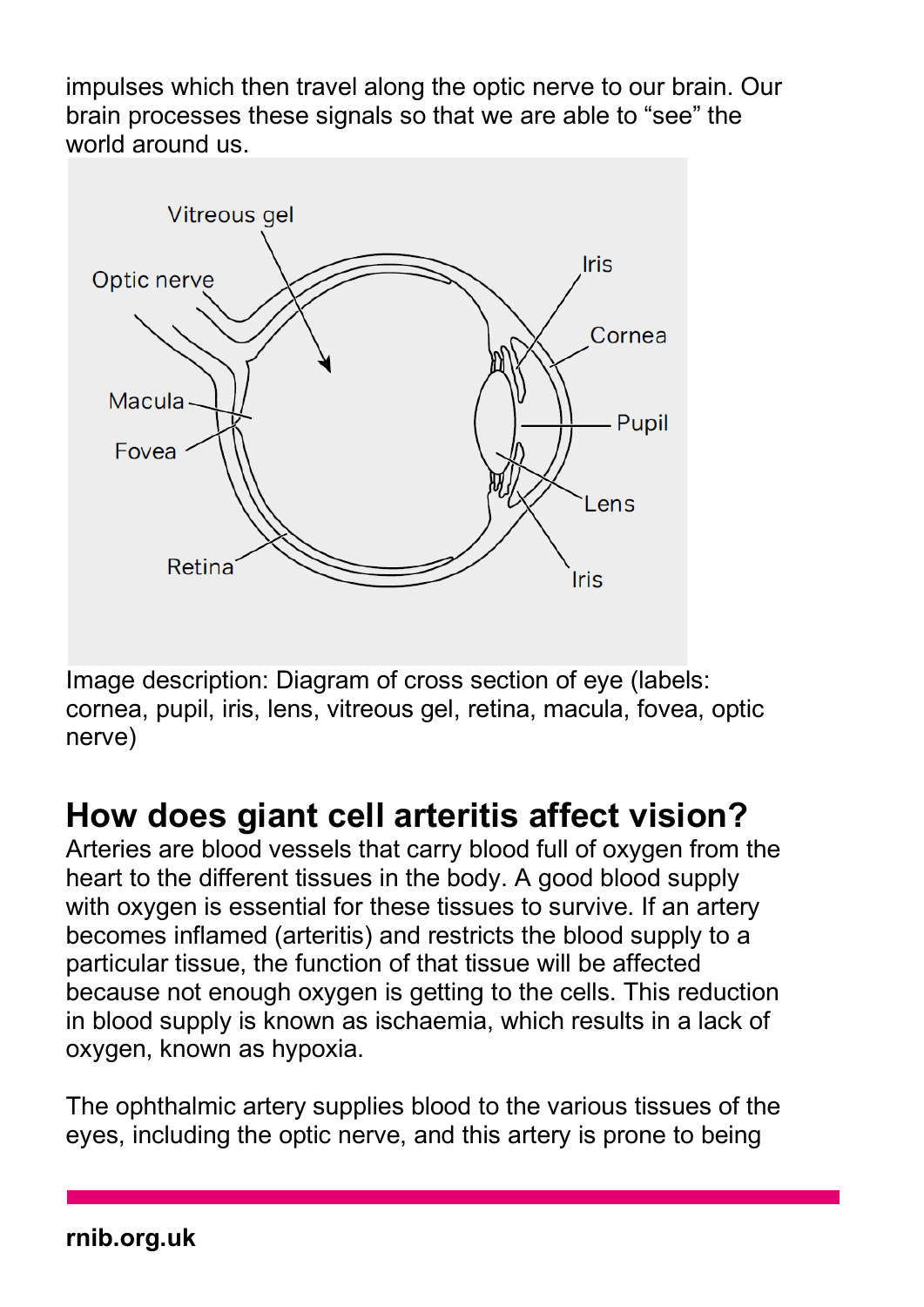impulses which then travel along the optic nerve to our brain. Our brain processes these signals so that we are able to "see" the world around us.

Image description: Diagram of cross section of eye (labels: cornea, pupil, iris, lens, vitreous gel, retina, macula, fovea, optic nerve)

## How does giant cell arteritis affect vision?

Arteries are blood vessels that carry blood full of oxygen from the heart to the different tissues in the body. A good blood supply with oxygen is essential for these tissues to survive. If an artery becomes inflamed (arteritis) and restricts the blood supply to a particular tissue, the function of that tissue will be affected because not enough oxygen is getting to the cells. This reduction in blood supply is known as ischaemia, which results in a lack of oxygen, known as hypoxia.

The ophthalmic artery supplies blood to the various tissues of the eyes, including the optic nerve, and this artery is prone to being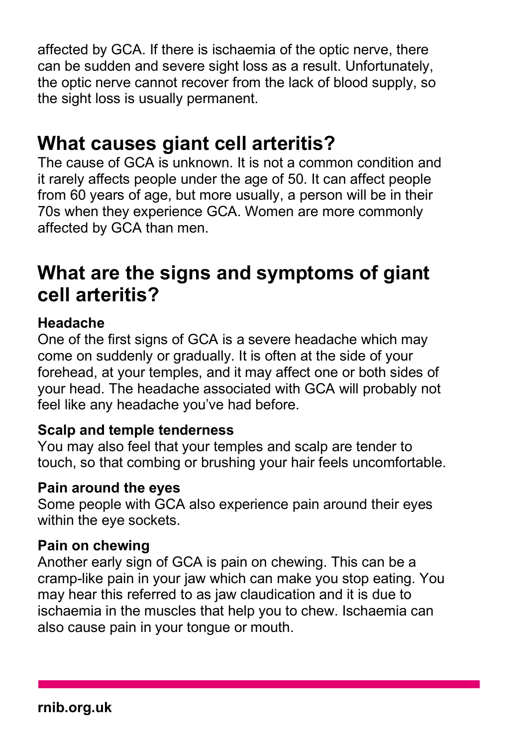affected by GCA. If there is ischaemia of the optic nerve, there can be sudden and severe sight loss as a result. Unfortunately, the optic nerve cannot recover from the lack of blood supply, so the sight loss is usually permanent.

## What causes giant cell arteritis?

The cause of GCA is unknown. It is not a common condition and it rarely affects people under the age of 50. It can affect people from 60 years of age, but more usually, a person will be in their 70s when they experience GCA. Women are more commonly affected by GCA than men.

## What are the signs and symptoms of giant cell arteritis?

### Headache

One of the first signs of GCA is a severe headache which may come on suddenly or gradually. It is often at the side of your forehead, at your temples, and it may affect one or both sides of your head. The headache associated with GCA will probably not feel like any headache you've had before.

### Scalp and temple tenderness

You may also feel that your temples and scalp are tender to touch, so that combing or brushing your hair feels uncomfortable.

### Pain around the eyes

Some people with GCA also experience pain around their eyes within the eye sockets.

### Pain on chewing

Another early sign of GCA is pain on chewing. This can be a cramp-like pain in your jaw which can make you stop eating. You may hear this referred to as jaw claudication and it is due to ischaemia in the muscles that help you to chew. Ischaemia can also cause pain in your tongue or mouth.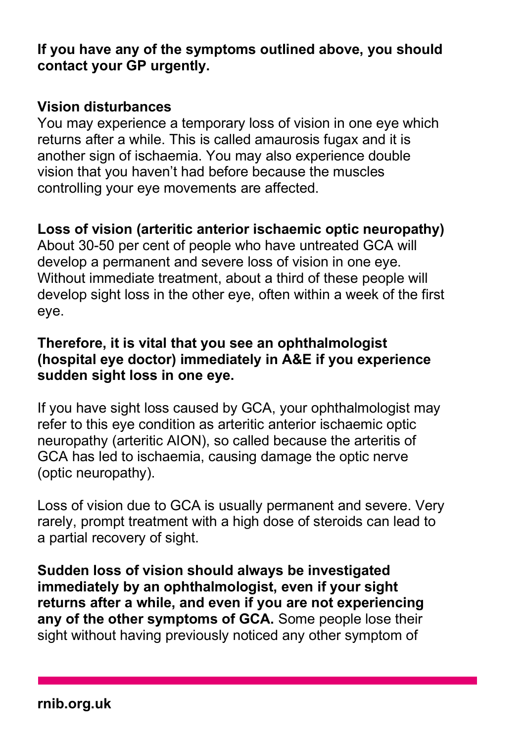**If you have any of the symptoms outlined above, you should contact your GP urgently.**

## Vision disturbances

You may experience a temporary loss of vision in one eye which returns after a while. This is called amaurosis fugax and it is another sign of ischaemia. You may also experience double vision that you haven't had before because the muscles controlling your eye movements are affected.

## Loss of vision (arteritic anterior ischaemic optic neuropathy)

About 30-50 per cent of people who have untreated GCA will develop a permanent and severe loss of vision in one eye. Without immediate treatment, about a third of these people will develop sight loss in the other eye, often within a week of the first eye.

**Therefore, it is vital that you see an ophthalmologist (hospital eye doctor) immediately in A&E if you experience sudden sight loss in one eye.**

If you have sight loss caused by GCA, your ophthalmologist may refer to this eye condition as arteritic anterior ischaemic optic neuropathy (arteritic AION), so called because the arteritis of GCA has led to ischaemia, causing damage the optic nerve (optic neuropathy).

Loss of vision due to GCA is usually permanent and severe. Very rarely, prompt treatment with a high dose of steroids can lead to a partial recovery of sight.

**Sudden loss of vision should always be investigated immediately by an ophthalmologist, even if your sight returns after a while, and even if you are not experiencing any of the other symptoms of GCA.** Some people lose their sight without having previously noticed any other symptom of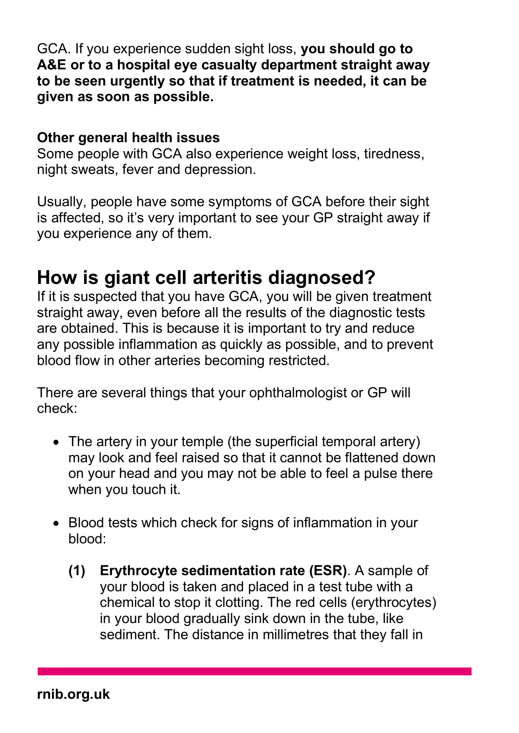GCA. If you experience sudden sight loss, **you should go to A&E or to a hospital eye casualty department straight away to be seen urgently so that if treatment is needed, it can be given as soon as possible.**

**Other general health issues**
Some people with GCA also experience weight loss, tiredness, night sweats, fever and depression.

Usually, people have some symptoms of GCA before their sight is affected, so it's very important to see your GP straight away if you experience any of them.

## How is giant cell arteritis diagnosed?

If it is suspected that you have GCA, you will be given treatment straight away, even before all the results of the diagnostic tests are obtained. This is because it is important to try and reduce any possible inflammation as quickly as possible, and to prevent blood flow in other arteries becoming restricted.

There are several things that your ophthalmologist or GP will check:

- The artery in your temple (the superficial temporal artery) may look and feel raised so that it cannot be flattened down on your head and you may not be able to feel a pulse there when you touch it.

- Blood tests which check for signs of inflammation in your blood:

  **(1) Erythrocyte sedimentation rate (ESR)**. A sample of your blood is taken and placed in a test tube with a chemical to stop it clotting. The red cells (erythrocytes) in your blood gradually sink down in the tube, like sediment. The distance in millimetres that they fall in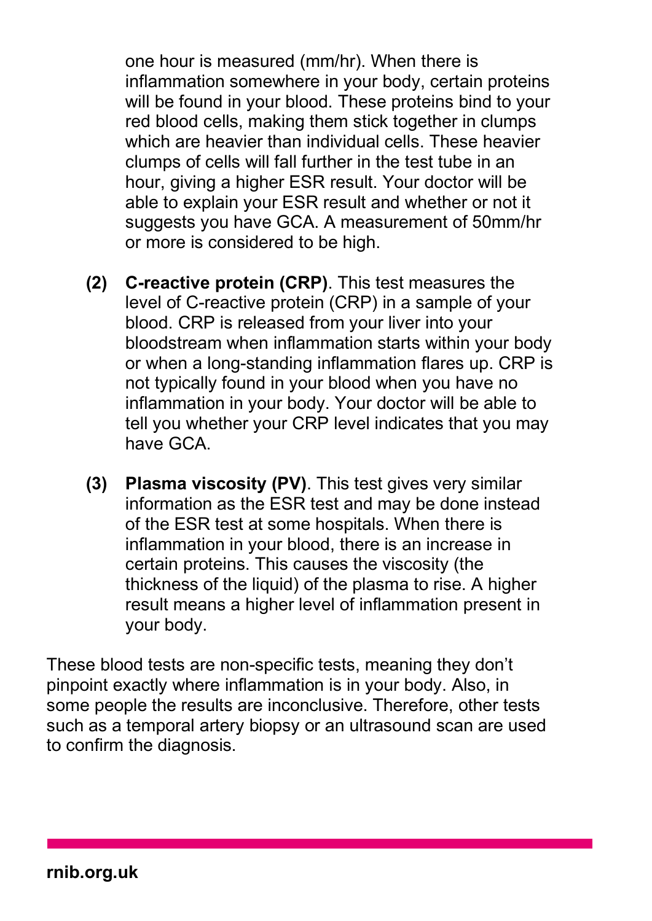one hour is measured (mm/hr). When there is inflammation somewhere in your body, certain proteins will be found in your blood. These proteins bind to your red blood cells, making them stick together in clumps which are heavier than individual cells. These heavier clumps of cells will fall further in the test tube in an hour, giving a higher ESR result. Your doctor will be able to explain your ESR result and whether or not it suggests you have GCA. A measurement of 50mm/hr or more is considered to be high.

**(2) C-reactive protein (CRP)**. This test measures the level of C-reactive protein (CRP) in a sample of your blood. CRP is released from your liver into your bloodstream when inflammation starts within your body or when a long-standing inflammation flares up. CRP is not typically found in your blood when you have no inflammation in your body. Your doctor will be able to tell you whether your CRP level indicates that you may have GCA.

**(3) Plasma viscosity (PV)**. This test gives very similar information as the ESR test and may be done instead of the ESR test at some hospitals. When there is inflammation in your blood, there is an increase in certain proteins. This causes the viscosity (the thickness of the liquid) of the plasma to rise. A higher result means a higher level of inflammation present in your body.

These blood tests are non-specific tests, meaning they don't pinpoint exactly where inflammation is in your body. Also, in some people the results are inconclusive. Therefore, other tests such as a temporal artery biopsy or an ultrasound scan are used to confirm the diagnosis.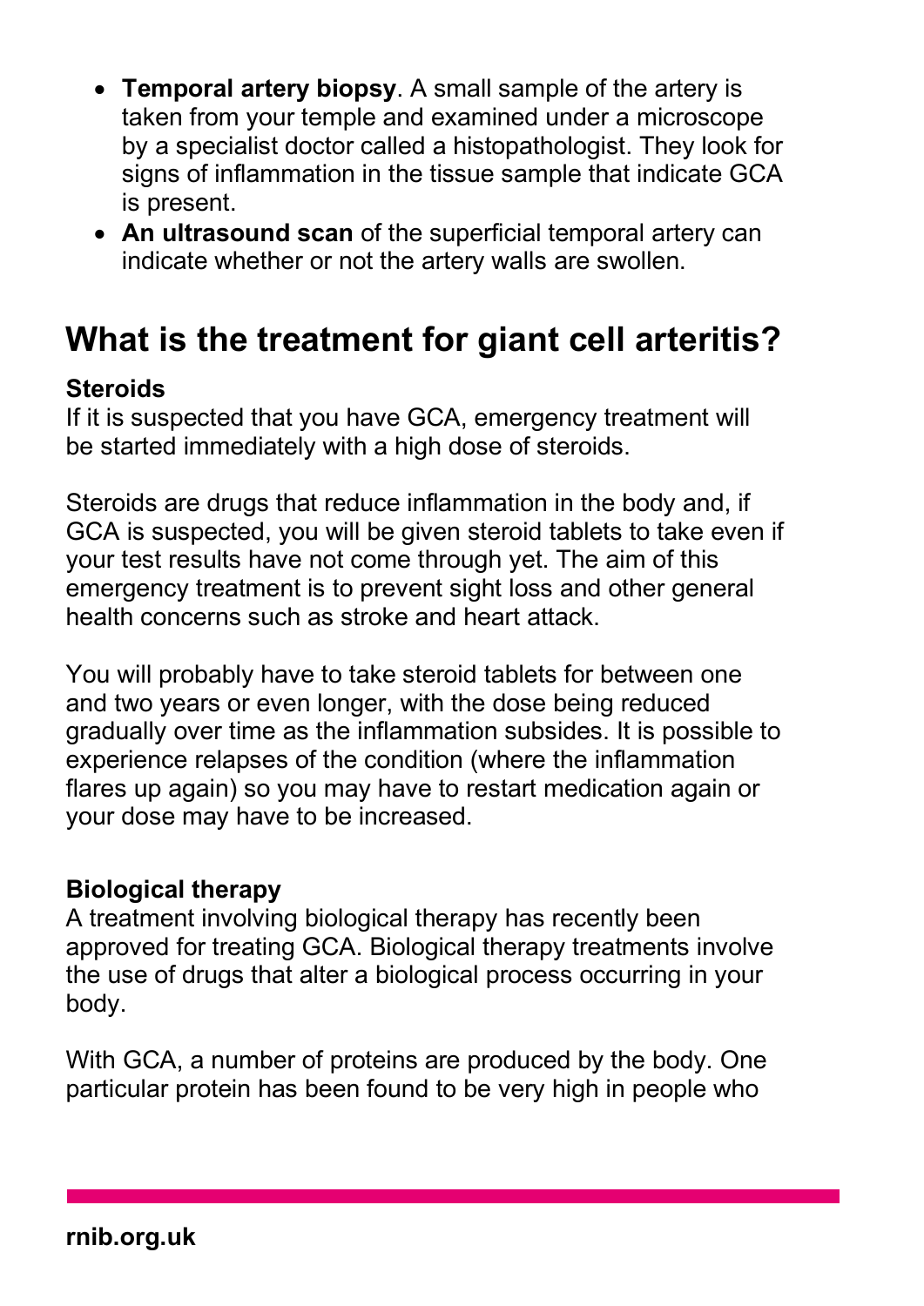- **Temporal artery biopsy**. A small sample of the artery is taken from your temple and examined under a microscope by a specialist doctor called a histopathologist. They look for signs of inflammation in the tissue sample that indicate GCA is present.
- **An ultrasound scan** of the superficial temporal artery can indicate whether or not the artery walls are swollen.

## What is the treatment for giant cell arteritis?

**Steroids**
If it is suspected that you have GCA, emergency treatment will be started immediately with a high dose of steroids.

Steroids are drugs that reduce inflammation in the body and, if GCA is suspected, you will be given steroid tablets to take even if your test results have not come through yet. The aim of this emergency treatment is to prevent sight loss and other general health concerns such as stroke and heart attack.

You will probably have to take steroid tablets for between one and two years or even longer, with the dose being reduced gradually over time as the inflammation subsides. It is possible to experience relapses of the condition (where the inflammation flares up again) so you may have to restart medication again or your dose may have to be increased.

**Biological therapy**
A treatment involving biological therapy has recently been approved for treating GCA. Biological therapy treatments involve the use of drugs that alter a biological process occurring in your body.

With GCA, a number of proteins are produced by the body. One particular protein has been found to be very high in people who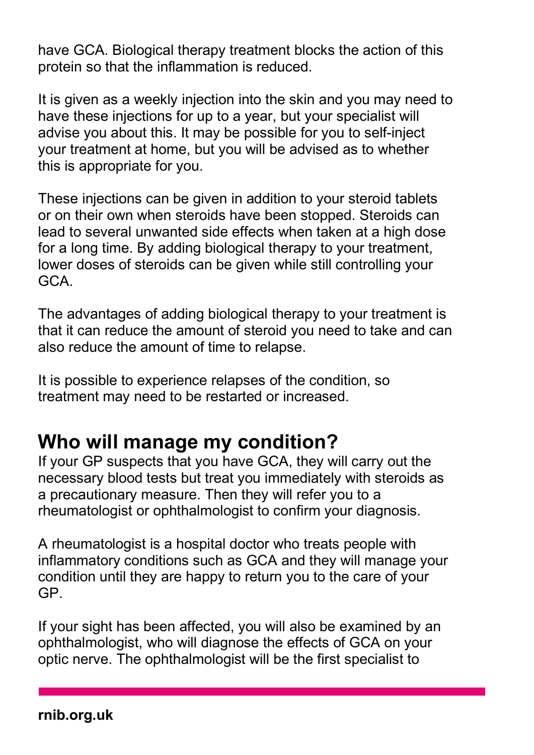have GCA. Biological therapy treatment blocks the action of this protein so that the inflammation is reduced.

It is given as a weekly injection into the skin and you may need to have these injections for up to a year, but your specialist will advise you about this. It may be possible for you to self-inject your treatment at home, but you will be advised as to whether this is appropriate for you.

These injections can be given in addition to your steroid tablets or on their own when steroids have been stopped. Steroids can lead to several unwanted side effects when taken at a high dose for a long time. By adding biological therapy to your treatment, lower doses of steroids can be given while still controlling your GCA.

The advantages of adding biological therapy to your treatment is that it can reduce the amount of steroid you need to take and can also reduce the amount of time to relapse.

It is possible to experience relapses of the condition, so treatment may need to be restarted or increased.

## Who will manage my condition?

If your GP suspects that you have GCA, they will carry out the necessary blood tests but treat you immediately with steroids as a precautionary measure. Then they will refer you to a rheumatologist or ophthalmologist to confirm your diagnosis.

A rheumatologist is a hospital doctor who treats people with inflammatory conditions such as GCA and they will manage your condition until they are happy to return you to the care of your GP.

If your sight has been affected, you will also be examined by an ophthalmologist, who will diagnose the effects of GCA on your optic nerve. The ophthalmologist will be the first specialist to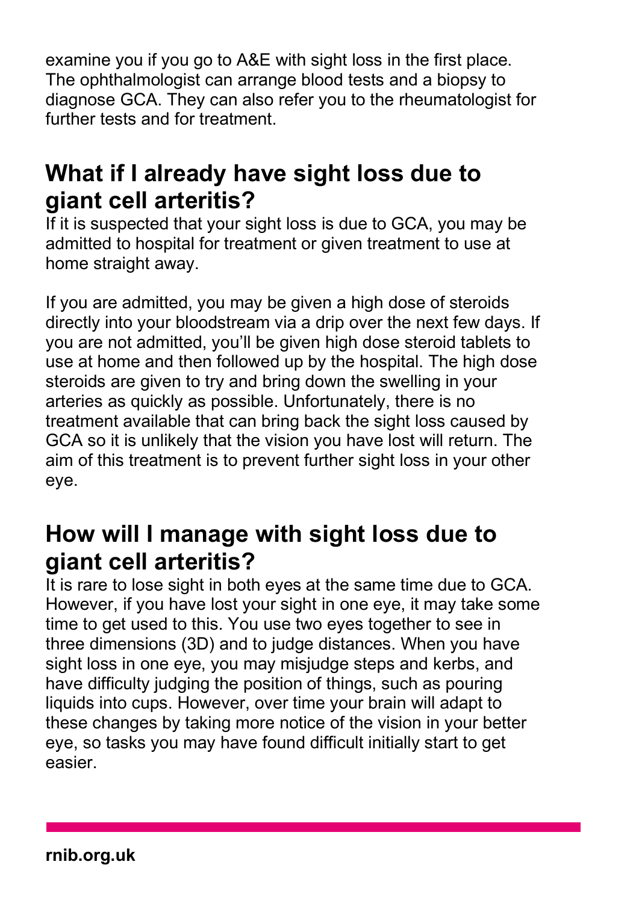examine you if you go to A&E with sight loss in the first place. The ophthalmologist can arrange blood tests and a biopsy to diagnose GCA. They can also refer you to the rheumatologist for further tests and for treatment.

## What if I already have sight loss due to giant cell arteritis?

If it is suspected that your sight loss is due to GCA, you may be admitted to hospital for treatment or given treatment to use at home straight away.

If you are admitted, you may be given a high dose of steroids directly into your bloodstream via a drip over the next few days. If you are not admitted, you'll be given high dose steroid tablets to use at home and then followed up by the hospital. The high dose steroids are given to try and bring down the swelling in your arteries as quickly as possible. Unfortunately, there is no treatment available that can bring back the sight loss caused by GCA so it is unlikely that the vision you have lost will return. The aim of this treatment is to prevent further sight loss in your other eye.

## How will I manage with sight loss due to giant cell arteritis?

It is rare to lose sight in both eyes at the same time due to GCA. However, if you have lost your sight in one eye, it may take some time to get used to this. You use two eyes together to see in three dimensions (3D) and to judge distances. When you have sight loss in one eye, you may misjudge steps and kerbs, and have difficulty judging the position of things, such as pouring liquids into cups. However, over time your brain will adapt to these changes by taking more notice of the vision in your better eye, so tasks you may have found difficult initially start to get easier.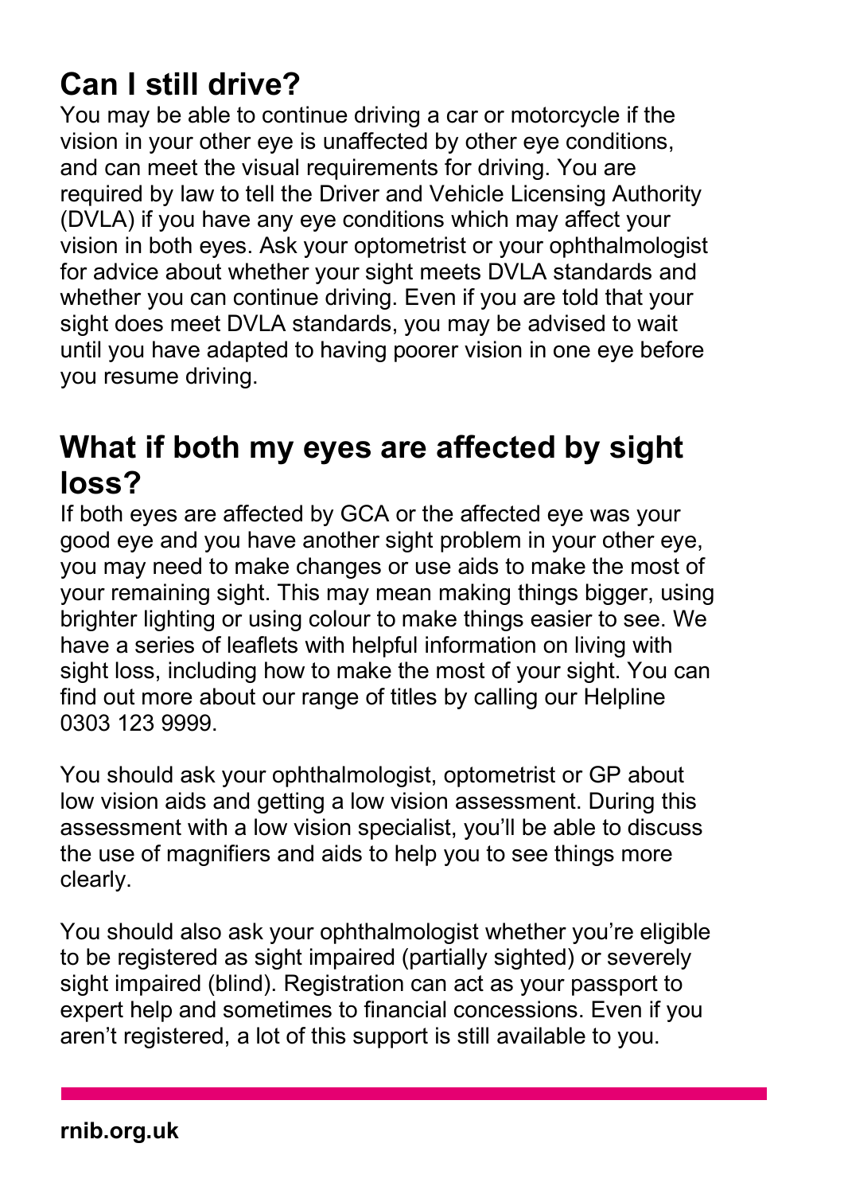## Can I still drive?

You may be able to continue driving a car or motorcycle if the vision in your other eye is unaffected by other eye conditions, and can meet the visual requirements for driving. You are required by law to tell the Driver and Vehicle Licensing Authority (DVLA) if you have any eye conditions which may affect your vision in both eyes. Ask your optometrist or your ophthalmologist for advice about whether your sight meets DVLA standards and whether you can continue driving. Even if you are told that your sight does meet DVLA standards, you may be advised to wait until you have adapted to having poorer vision in one eye before you resume driving.

## What if both my eyes are affected by sight loss?

If both eyes are affected by GCA or the affected eye was your good eye and you have another sight problem in your other eye, you may need to make changes or use aids to make the most of your remaining sight. This may mean making things bigger, using brighter lighting or using colour to make things easier to see. We have a series of leaflets with helpful information on living with sight loss, including how to make the most of your sight. You can find out more about our range of titles by calling our Helpline 0303 123 9999.

You should ask your ophthalmologist, optometrist or GP about low vision aids and getting a low vision assessment. During this assessment with a low vision specialist, you'll be able to discuss the use of magnifiers and aids to help you to see things more clearly.

You should also ask your ophthalmologist whether you're eligible to be registered as sight impaired (partially sighted) or severely sight impaired (blind). Registration can act as your passport to expert help and sometimes to financial concessions. Even if you aren't registered, a lot of this support is still available to you.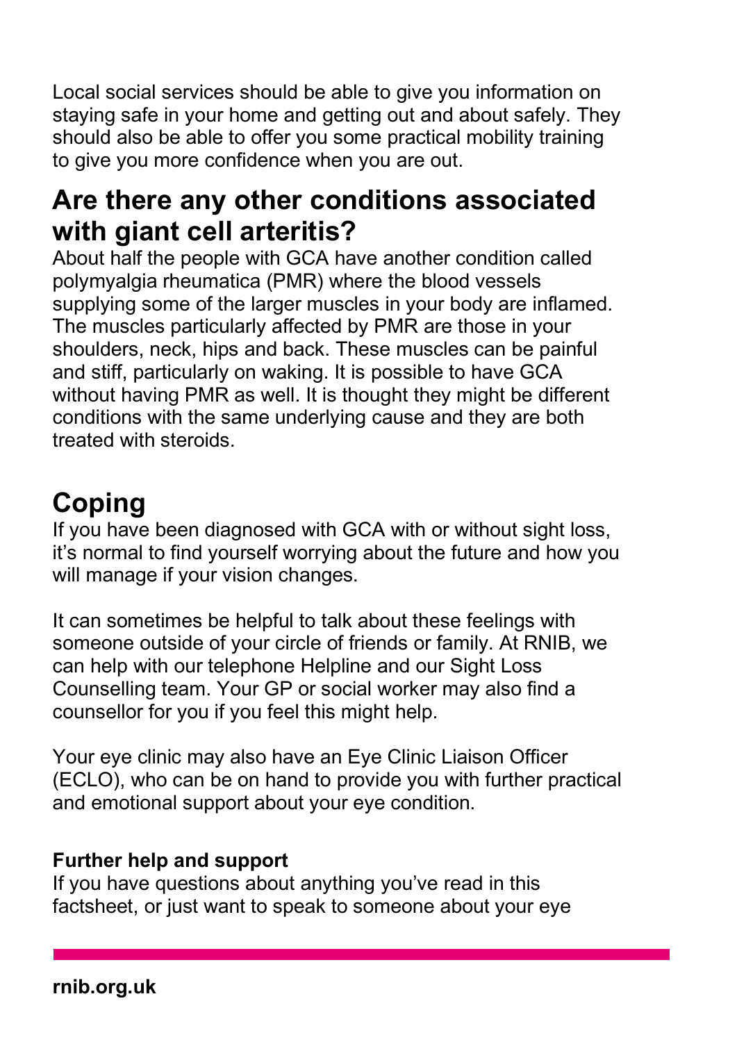Local social services should be able to give you information on staying safe in your home and getting out and about safely. They should also be able to offer you some practical mobility training to give you more confidence when you are out.

## Are there any other conditions associated with giant cell arteritis?

About half the people with GCA have another condition called polymyalgia rheumatica (PMR) where the blood vessels supplying some of the larger muscles in your body are inflamed. The muscles particularly affected by PMR are those in your shoulders, neck, hips and back. These muscles can be painful and stiff, particularly on waking. It is possible to have GCA without having PMR as well. It is thought they might be different conditions with the same underlying cause and they are both treated with steroids.

# Coping

If you have been diagnosed with GCA with or without sight loss, it's normal to find yourself worrying about the future and how you will manage if your vision changes.

It can sometimes be helpful to talk about these feelings with someone outside of your circle of friends or family. At RNIB, we can help with our telephone Helpline and our Sight Loss Counselling team. Your GP or social worker may also find a counsellor for you if you feel this might help.

Your eye clinic may also have an Eye Clinic Liaison Officer (ECLO), who can be on hand to provide you with further practical and emotional support about your eye condition.

**Further help and support**

If you have questions about anything you've read in this factsheet, or just want to speak to someone about your eye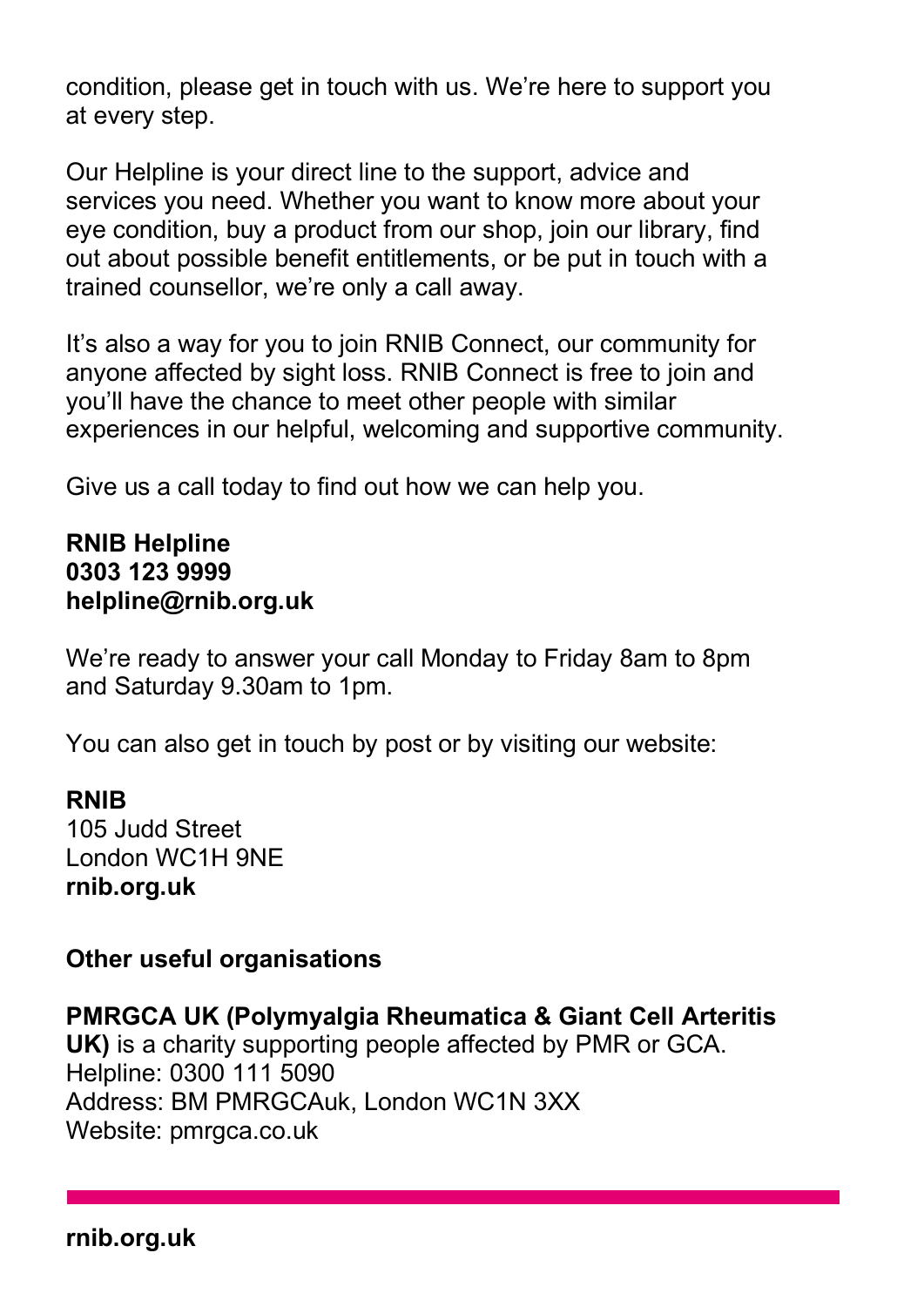condition, please get in touch with us. We're here to support you at every step.

Our Helpline is your direct line to the support, advice and services you need. Whether you want to know more about your eye condition, buy a product from our shop, join our library, find out about possible benefit entitlements, or be put in touch with a trained counsellor, we're only a call away.

It's also a way for you to join RNIB Connect, our community for anyone affected by sight loss. RNIB Connect is free to join and you'll have the chance to meet other people with similar experiences in our helpful, welcoming and supportive community.

Give us a call today to find out how we can help you.

**RNIB Helpline**
**0303 123 9999**
**helpline@rnib.org.uk**

We're ready to answer your call Monday to Friday 8am to 8pm and Saturday 9.30am to 1pm.

You can also get in touch by post or by visiting our website:

**RNIB**
105 Judd Street
London WC1H 9NE
**rnib.org.uk**

**Other useful organisations**

**PMRGCA UK (Polymyalgia Rheumatica & Giant Cell Arteritis UK)** is a charity supporting people affected by PMR or GCA.
Helpline: 0300 111 5090
Address: BM PMRGCAuk, London WC1N 3XX
Website: pmrgca.co.uk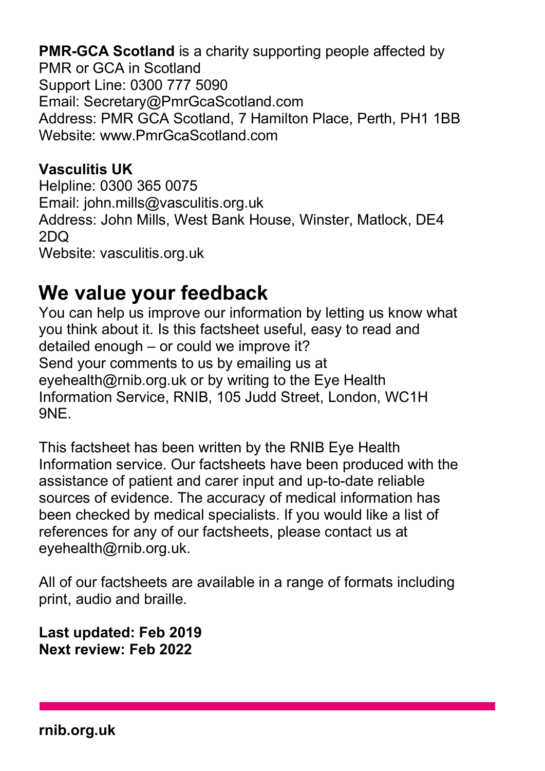**PMR-GCA Scotland** is a charity supporting people affected by PMR or GCA in Scotland
Support Line: 0300 777 5090
Email: Secretary@PmrGcaScotland.com
Address: PMR GCA Scotland, 7 Hamilton Place, Perth, PH1 1BB
Website: www.PmrGcaScotland.com

**Vasculitis UK**
Helpline: 0300 365 0075
Email: john.mills@vasculitis.org.uk
Address: John Mills, West Bank House, Winster, Matlock, DE4 2DQ
Website: vasculitis.org.uk

## We value your feedback

You can help us improve our information by letting us know what you think about it. Is this factsheet useful, easy to read and detailed enough – or could we improve it?
Send your comments to us by emailing us at eyehealth@rnib.org.uk or by writing to the Eye Health Information Service, RNIB, 105 Judd Street, London, WC1H 9NE.

This factsheet has been written by the RNIB Eye Health Information service. Our factsheets have been produced with the assistance of patient and carer input and up-to-date reliable sources of evidence. The accuracy of medical information has been checked by medical specialists. If you would like a list of references for any of our factsheets, please contact us at eyehealth@rnib.org.uk.

All of our factsheets are available in a range of formats including print, audio and braille.

**Last updated: Feb 2019**
**Next review: Feb 2022**

rnib.org.uk